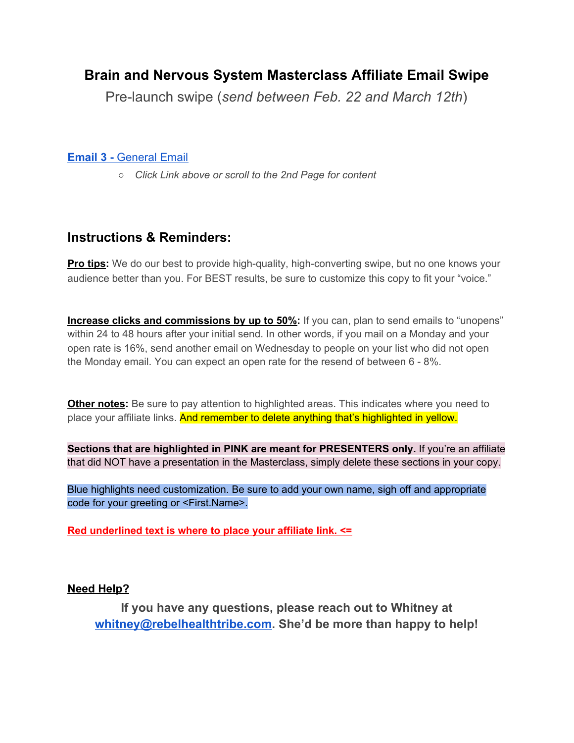# Brain and Nervous System Masterclass Affiliate Email Swipe

Pre-launch swipe (*send between Feb. 22 and March 12th*)

**Email 3 -** General Email

- *Click Link above or scroll to the 2nd Page for content*

## Instructions & Reminders:

**Pro tips:** We do our best to provide high-quality, high-converting swipe, but no one knows your audience better than you. For BEST results, be sure to customize this copy to fit your "voice."

**Increase clicks and commissions by up to 50%:** If you can, plan to send emails to "unopens" within 24 to 48 hours after your initial send. In other words, if you mail on a Monday and your open rate is 16%, send another email on Wednesday to people on your list who did not open the Monday email. You can expect an open rate for the resend of between 6 - 8%.

**Other notes:** Be sure to pay attention to highlighted areas. This indicates where you need to place your affiliate links. And remember to delete anything that's highlighted in yellow.

**Sections that are highlighted in PINK are meant for PRESENTERS only.** If you're an affiliate that did NOT have a presentation in the Masterclass, simply delete these sections in your copy.

Blue highlights need customization. Be sure to add your own name, sigh off and appropriate code for your greeting or <First.Name>.

**Red underlined text is where to place your affiliate link. <=**

**Need Help?**

**If you have any questions, please reach out to Whitney at whitney@rebelhealthtribe.com. She'd be more than happy to help!**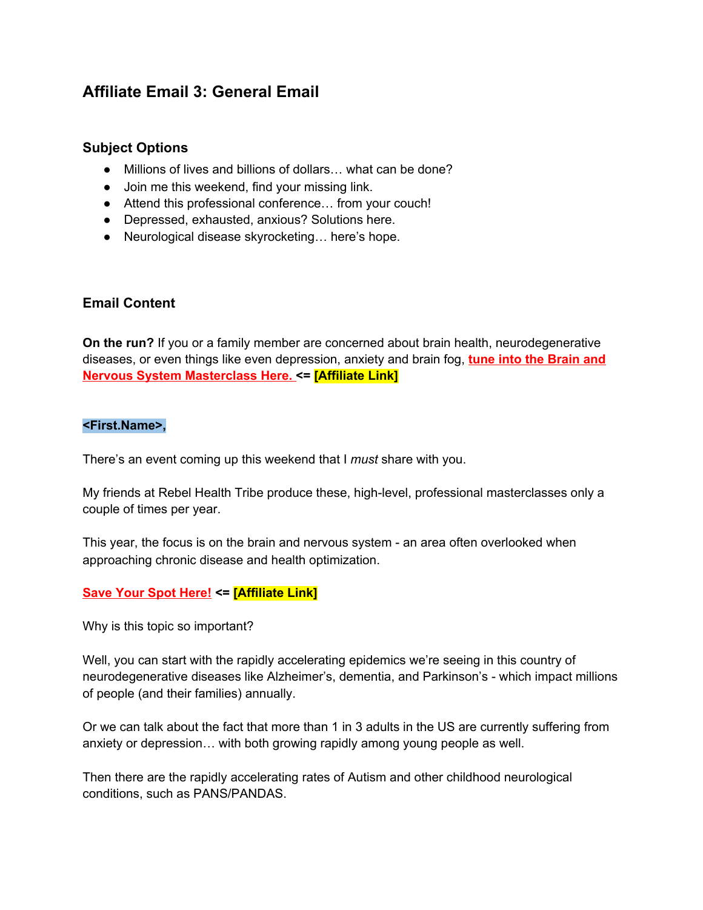## Affiliate Email 3: General Email

### Subject Options

- Millions of lives and billions of dollars… what can be done?
- Join me this weekend, find your missing link.
- Attend this professional conference… from your couch!
- Depressed, exhausted, anxious? Solutions here.
- Neurological disease skyrocketing… here's hope.

### Email Content

**On the run?** If you or a family member are concerned about brain health, neurodegenerative diseases, or even things like even depression, anxiety and brain fog, **tune into the Brain and Nervous System Masterclass Here.** **<= [Affiliate Link]**

**<First.Name>,**

There's an event coming up this weekend that I *must* share with you.

My friends at Rebel Health Tribe produce these, high-level, professional masterclasses only a couple of times per year.

This year, the focus is on the brain and nervous system - an area often overlooked when approaching chronic disease and health optimization.

**Save Your Spot Here!** **<= [Affiliate Link]**

Why is this topic so important?

Well, you can start with the rapidly accelerating epidemics we're seeing in this country of neurodegenerative diseases like Alzheimer's, dementia, and Parkinson's - which impact millions of people (and their families) annually.

Or we can talk about the fact that more than 1 in 3 adults in the US are currently suffering from anxiety or depression… with both growing rapidly among young people as well.

Then there are the rapidly accelerating rates of Autism and other childhood neurological conditions, such as PANS/PANDAS.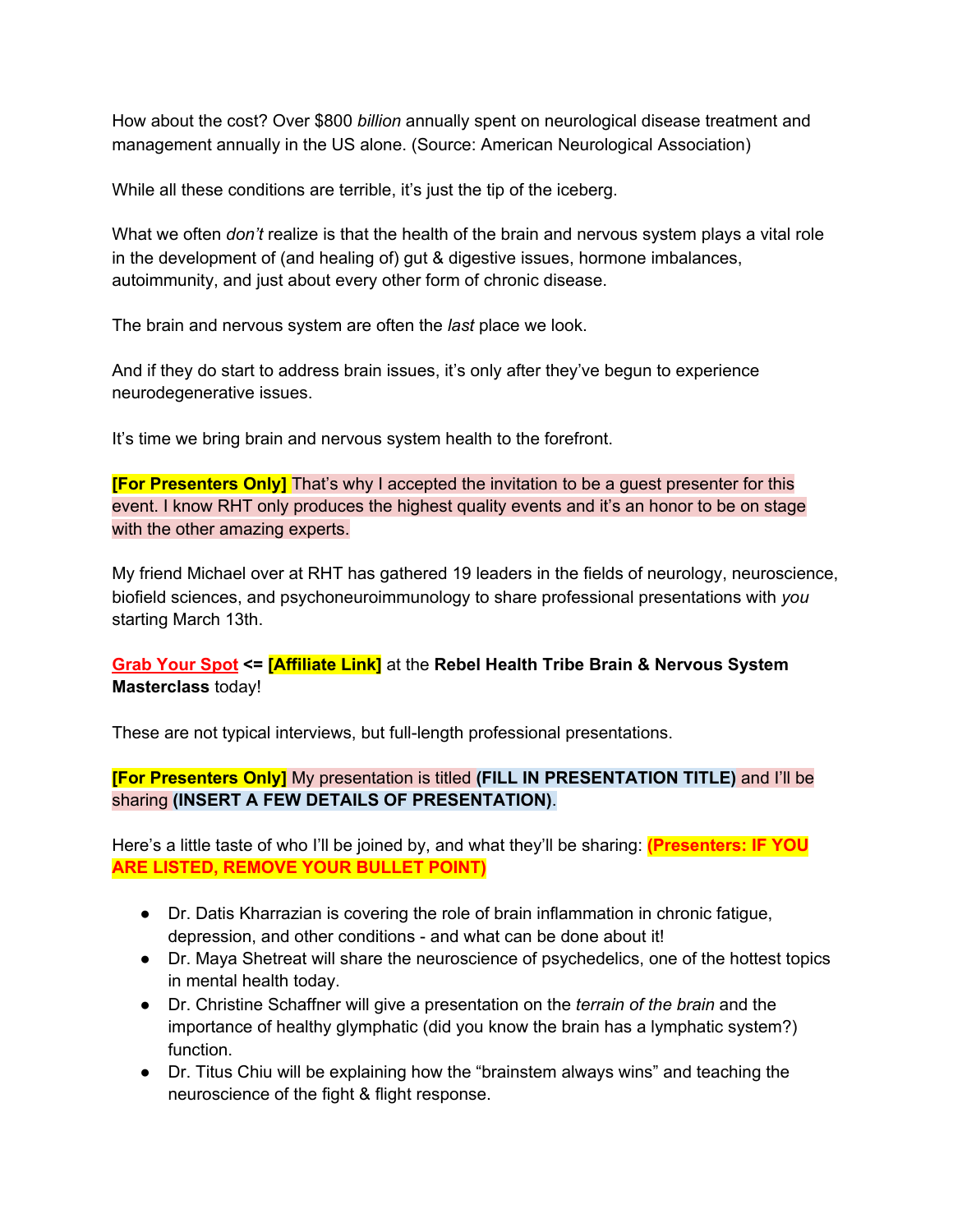How about the cost? Over $800 *billion* annually spent on neurological disease treatment and management annually in the US alone. (Source: American Neurological Association)

While all these conditions are terrible, it's just the tip of the iceberg.

What we often *don't* realize is that the health of the brain and nervous system plays a vital role in the development of (and healing of) gut & digestive issues, hormone imbalances, autoimmunity, and just about every other form of chronic disease.

The brain and nervous system are often the *last* place we look.

And if they do start to address brain issues, it's only after they've begun to experience neurodegenerative issues.

It's time we bring brain and nervous system health to the forefront.

**[For Presenters Only]** That's why I accepted the invitation to be a guest presenter for this event. I know RHT only produces the highest quality events and it's an honor to be on stage with the other amazing experts.

My friend Michael over at RHT has gathered 19 leaders in the fields of neurology, neuroscience, biofield sciences, and psychoneuroimmunology to share professional presentations with *you* starting March 13th.

**Grab Your Spot <= [Affiliate Link]** at the **Rebel Health Tribe Brain & Nervous System Masterclass** today!

These are not typical interviews, but full-length professional presentations.

**[For Presenters Only]** My presentation is titled **(FILL IN PRESENTATION TITLE)** and I'll be sharing **(INSERT A FEW DETAILS OF PRESENTATION)**.

Here's a little taste of who I'll be joined by, and what they'll be sharing: **(Presenters: IF YOU ARE LISTED, REMOVE YOUR BULLET POINT)**

- Dr. Datis Kharrazian is covering the role of brain inflammation in chronic fatigue, depression, and other conditions - and what can be done about it!
- Dr. Maya Shetreat will share the neuroscience of psychedelics, one of the hottest topics in mental health today.
- Dr. Christine Schaffner will give a presentation on the *terrain of the brain* and the importance of healthy glymphatic (did you know the brain has a lymphatic system?) function.
- Dr. Titus Chiu will be explaining how the "brainstem always wins" and teaching the neuroscience of the fight & flight response.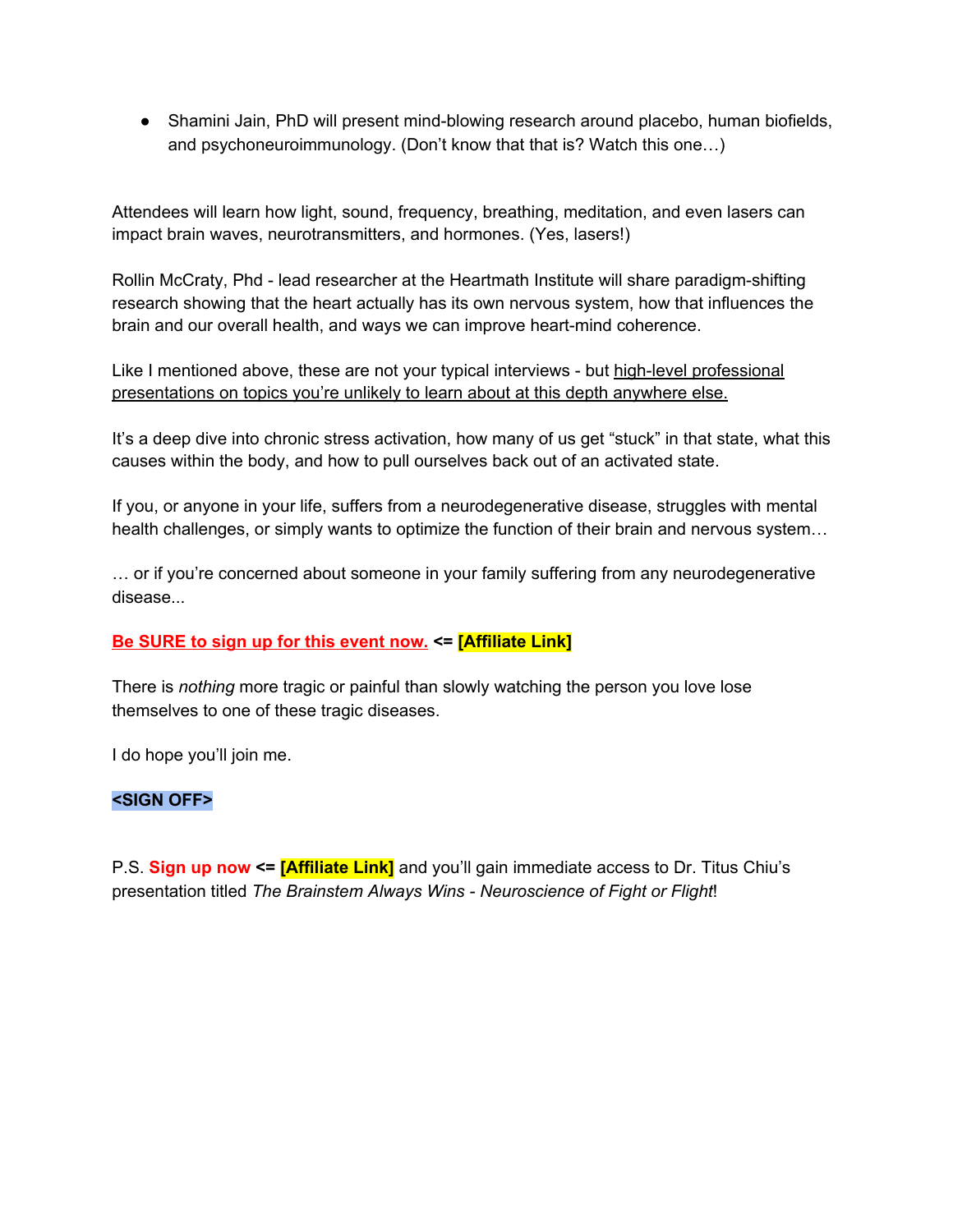- Shamini Jain, PhD will present mind-blowing research around placebo, human biofields, and psychoneuroimmunology. (Don't know that that is? Watch this one…)

Attendees will learn how light, sound, frequency, breathing, meditation, and even lasers can impact brain waves, neurotransmitters, and hormones. (Yes, lasers!)

Rollin McCraty, Phd - lead researcher at the Heartmath Institute will share paradigm-shifting research showing that the heart actually has its own nervous system, how that influences the brain and our overall health, and ways we can improve heart-mind coherence.

Like I mentioned above, these are not your typical interviews - but high-level professional presentations on topics you're unlikely to learn about at this depth anywhere else.

It's a deep dive into chronic stress activation, how many of us get "stuck" in that state, what this causes within the body, and how to pull ourselves back out of an activated state.

If you, or anyone in your life, suffers from a neurodegenerative disease, struggles with mental health challenges, or simply wants to optimize the function of their brain and nervous system…

… or if you're concerned about someone in your family suffering from any neurodegenerative disease...

**Be SURE to sign up for this event now. <= [Affiliate Link]**

There is *nothing* more tragic or painful than slowly watching the person you love lose themselves to one of these tragic diseases.

I do hope you'll join me.

**<SIGN OFF>**

P.S. **Sign up now <= [Affiliate Link]** and you'll gain immediate access to Dr. Titus Chiu's presentation titled *The Brainstem Always Wins - Neuroscience of Fight or Flight*!